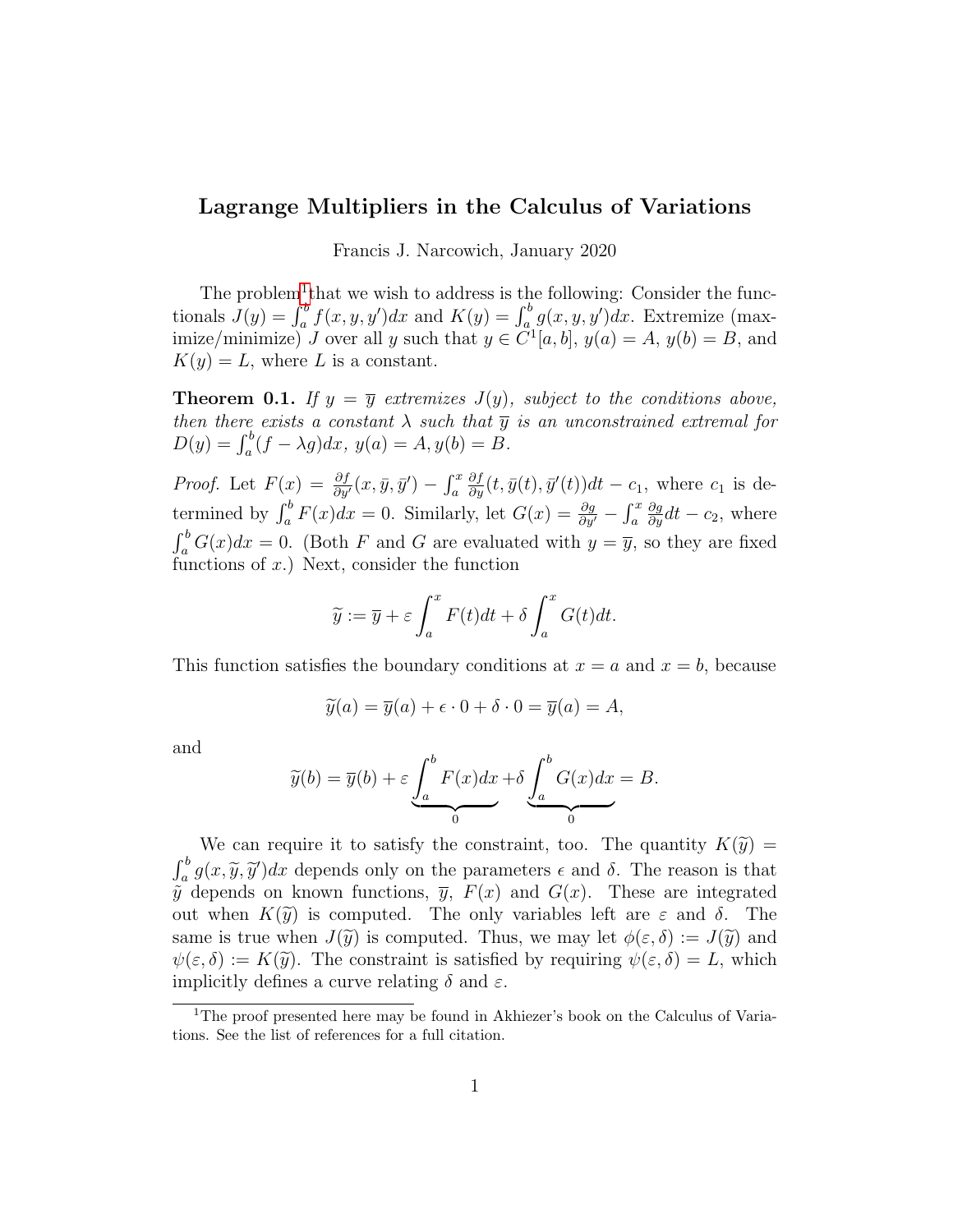# Lagrange Multipliers in the Calculus of Variations

Francis J. Narcowich, January 2020

The problem[1] that we wish to address is the following: Consider the functionals $J(y) = \int_a^b f(x, y, y')dx$ and $K(y) = \int_a^b g(x, y, y')dx$. Extremize (maximize/minimize) $J$ over all $y$ such that $y \in C^1[a, b]$, $y(a) = A$, $y(b) = B$, and $K(y) = L$, where $L$ is a constant.

**Theorem 0.1.** *If $y = \overline{y}$ extremizes $J(y)$, subject to the conditions above, then there exists a constant $\lambda$ such that $\overline{y}$ is an unconstrained extremal for $D(y) = \int_a^b (f - \lambda g)dx$, $y(a) = A, y(b) = B$.*

*Proof.* Let $F(x) = \frac{\partial f}{\partial y'}(x, \bar{y}, \bar{y}') - \int_a^x \frac{\partial f}{\partial y}(t, \bar{y}(t), \bar{y}'(t))dt - c_1$, where $c_1$ is determined by $\int_a^b F(x)dx = 0$. Similarly, let $G(x) = \frac{\partial g}{\partial y'} - \int_a^x \frac{\partial g}{\partial y}dt - c_2$, where $\int_a^b G(x)dx = 0$. (Both $F$ and $G$ are evaluated with $y = \overline{y}$, so they are fixed functions of $x$.) Next, consider the function

$$\widetilde{y} := \overline{y} + \varepsilon \int_a^x F(t)dt + \delta \int_a^x G(t)dt.$$

This function satisfies the boundary conditions at $x = a$ and $x = b$, because

$$\widetilde{y}(a) = \overline{y}(a) + \epsilon \cdot 0 + \delta \cdot 0 = \overline{y}(a) = A,$$

and

$$\widetilde{y}(b) = \overline{y}(b) + \varepsilon \underbrace{\int_a^b F(x)dx}_{0} + \delta \underbrace{\int_a^b G(x)dx}_{0} = B.$$

We can require it to satisfy the constraint, too. The quantity $K(\widetilde{y}) = \int_a^b g(x, \widetilde{y}, \widetilde{y}')dx$ depends only on the parameters $\epsilon$ and $\delta$. The reason is that $\tilde{y}$ depends on known functions, $\overline{y}$, $F(x)$ and $G(x)$. These are integrated out when $K(\widetilde{y})$ is computed. The only variables left are $\varepsilon$ and $\delta$. The same is true when $J(\widetilde{y})$ is computed. Thus, we may let $\phi(\varepsilon, \delta) := J(\widetilde{y})$ and $\psi(\varepsilon, \delta) := K(\widetilde{y})$. The constraint is satisfied by requiring $\psi(\varepsilon, \delta) = L$, which implicitly defines a curve relating $\delta$ and $\varepsilon$.

[1] The proof presented here may be found in Akhiezer's book on the Calculus of Variations. See the list of references for a full citation.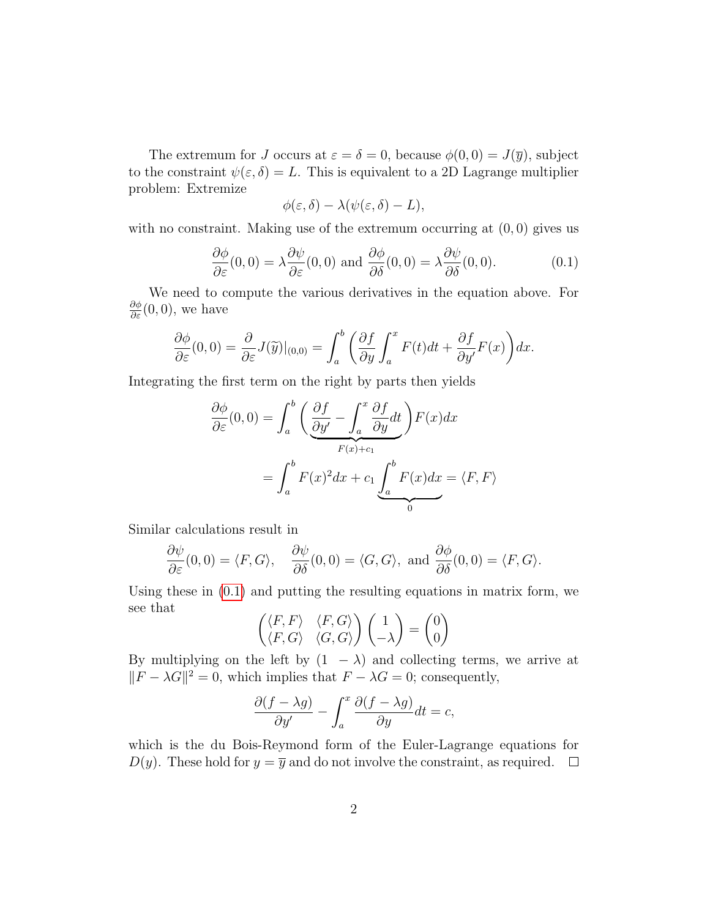The extremum for $J$ occurs at $\varepsilon = \delta = 0$, because $\phi(0,0) = J(\overline{y})$, subject to the constraint $\psi(\varepsilon, \delta) = L$. This is equivalent to a 2D Lagrange multiplier problem: Extremize

$$\phi(\varepsilon, \delta) - \lambda(\psi(\varepsilon, \delta) - L),$$

with no constraint. Making use of the extremum occurring at $(0,0)$ gives us

$$\frac{\partial \phi}{\partial \varepsilon}(0,0) = \lambda \frac{\partial \psi}{\partial \varepsilon}(0,0) \text{ and } \frac{\partial \phi}{\partial \delta}(0,0) = \lambda \frac{\partial \psi}{\partial \delta}(0,0). \tag{0.1}$$

We need to compute the various derivatives in the equation above. For $\frac{\partial \phi}{\partial \varepsilon}(0,0)$, we have

$$\frac{\partial \phi}{\partial \varepsilon}(0,0) = \frac{\partial}{\partial \varepsilon} J(\widetilde{y})|_{(0,0)} = \int_a^b \left( \frac{\partial f}{\partial y} \int_a^x F(t) dt + \frac{\partial f}{\partial y'} F(x) \right) dx.$$

Integrating the first term on the right by parts then yields

$$\begin{aligned}
\frac{\partial \phi}{\partial \varepsilon}(0,0) &= \int_a^b \Bigg( \underbrace{\frac{\partial f}{\partial y'} - \int_a^x \frac{\partial f}{\partial y} dt}_{F(x)+c_1} \Bigg) F(x) dx \\
&= \int_a^b F(x)^2 dx + c_1 \underbrace{\int_a^b F(x) dx}_{0} = \langle F, F \rangle
\end{aligned}$$

Similar calculations result in

$$\frac{\partial \psi}{\partial \varepsilon}(0,0) = \langle F, G \rangle, \quad \frac{\partial \psi}{\partial \delta}(0,0) = \langle G, G \rangle, \text{ and } \frac{\partial \phi}{\partial \delta}(0,0) = \langle F, G \rangle.$$

Using these in (0.1) and putting the resulting equations in matrix form, we see that

$$\begin{pmatrix} \langle F, F \rangle & \langle F, G \rangle \\ \langle F, G \rangle & \langle G, G \rangle \end{pmatrix} \begin{pmatrix} 1 \\ -\lambda \end{pmatrix} = \begin{pmatrix} 0 \\ 0 \end{pmatrix}$$

By multiplying on the left by $(1 \ \ -\lambda)$ and collecting terms, we arrive at $\|F - \lambda G\|^2 = 0$, which implies that $F - \lambda G = 0$; consequently,

$$\frac{\partial (f - \lambda g)}{\partial y'} - \int_a^x \frac{\partial (f - \lambda g)}{\partial y} dt = c,$$

which is the du Bois-Reymond form of the Euler-Lagrange equations for $D(y)$. These hold for $y = \overline{y}$ and do not involve the constraint, as required. □